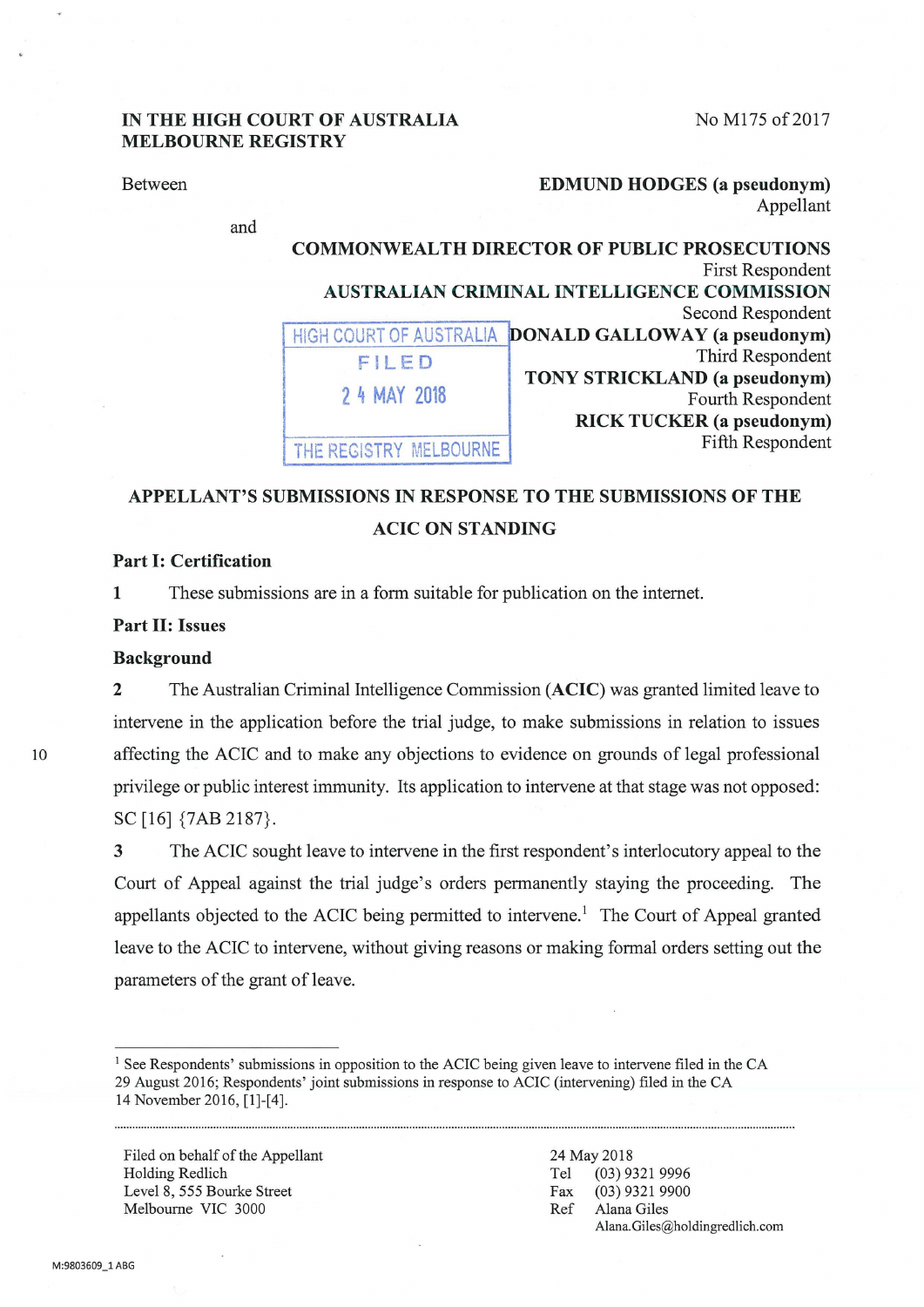**IN THE HIGH COURT OF AUSTRALIA**
**MELBOURNE REGISTRY**

No M175 of 2017

Between

**EDMUND HODGES (a pseudonym)**
Appellant

and

**COMMONWEALTH DIRECTOR OF PUBLIC PROSECUTIONS**
First Respondent

**AUSTRALIAN CRIMINAL INTELLIGENCE COMMISSION**
Second Respondent

**DONALD GALLOWAY (a pseudonym)**
Third Respondent

**TONY STRICKLAND (a pseudonym)**
Fourth Respondent

**RICK TUCKER (a pseudonym)**
Fifth Respondent

HIGH COURT OF AUSTRALIA
FILED
24 MAY 2018
THE REGISTRY MELBOURNE

## APPELLANT'S SUBMISSIONS IN RESPONSE TO THE SUBMISSIONS OF THE ACIC ON STANDING

### Part I: Certification

1 These submissions are in a form suitable for publication on the internet.

### Part II: Issues

### Background

2 The Australian Criminal Intelligence Commission (**ACIC**) was granted limited leave to intervene in the application before the trial judge, to make submissions in relation to issues affecting the ACIC and to make any objections to evidence on grounds of legal professional privilege or public interest immunity. Its application to intervene at that stage was not opposed: SC [16] {7AB 2187}.

3 The ACIC sought leave to intervene in the first respondent's interlocutory appeal to the Court of Appeal against the trial judge's orders permanently staying the proceeding. The appellants objected to the ACIC being permitted to intervene.[1] The Court of Appeal granted leave to the ACIC to intervene, without giving reasons or making formal orders setting out the parameters of the grant of leave.

[1] See Respondents' submissions in opposition to the ACIC being given leave to intervene filed in the CA 29 August 2016; Respondents' joint submissions in response to ACIC (intervening) filed in the CA 14 November 2016, [1]-[4].

Filed on behalf of the Appellant
Holding Redlich
Level 8, 555 Bourke Street
Melbourne VIC 3000

24 May 2018
Tel (03) 9321 9996
Fax (03) 9321 9900
Ref Alana Giles
Alana.Giles@holdingredlich.com

M:9803609_1 ABG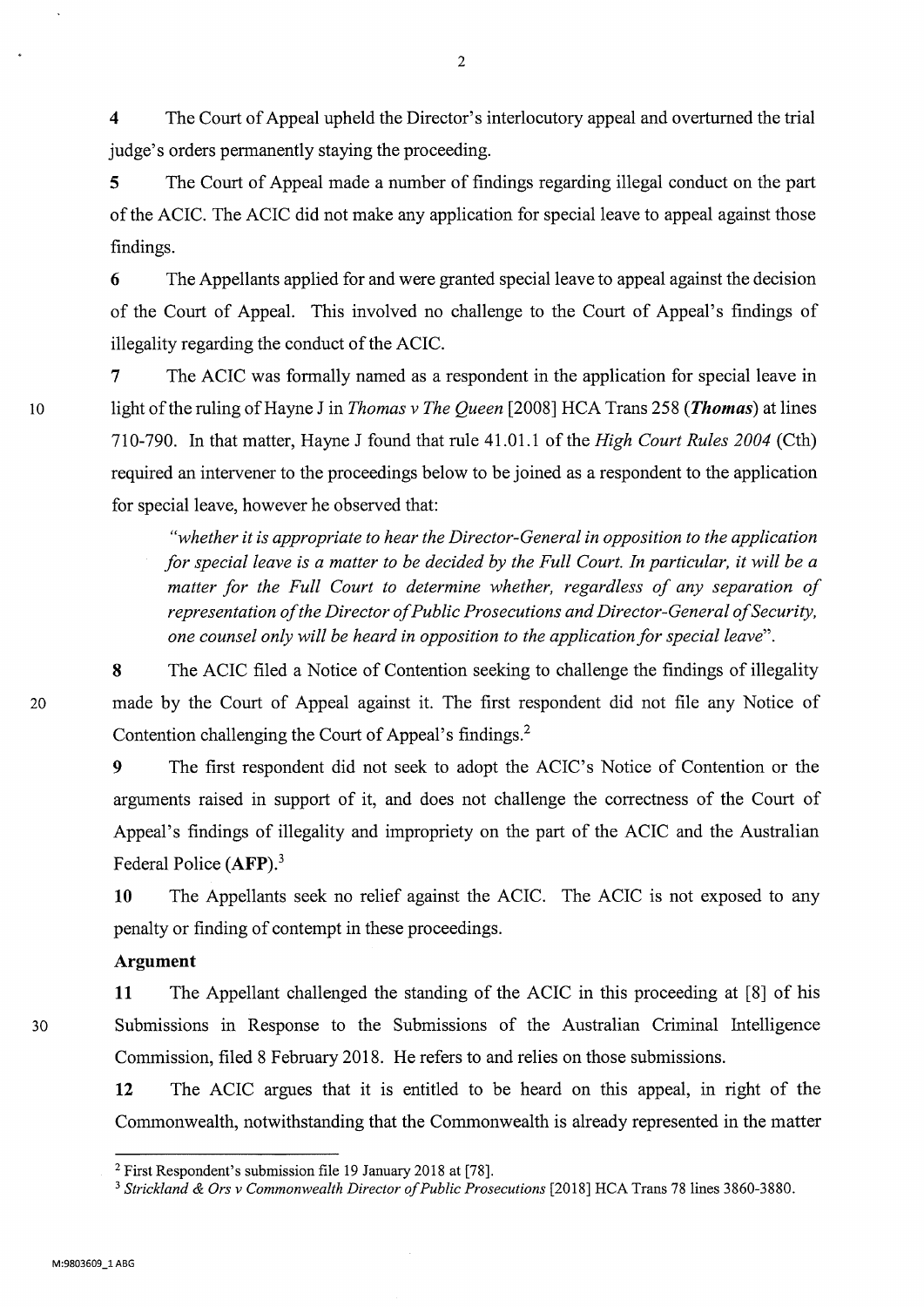**4** The Court of Appeal upheld the Director's interlocutory appeal and overturned the trial judge's orders permanently staying the proceeding.

**5** The Court of Appeal made a number of findings regarding illegal conduct on the part of the ACIC. The ACIC did not make any application for special leave to appeal against those findings.

**6** The Appellants applied for and were granted special leave to appeal against the decision of the Court of Appeal. This involved no challenge to the Court of Appeal's findings of illegality regarding the conduct of the ACIC.

**7** The ACIC was formally named as a respondent in the application for special leave in light of the ruling of Hayne J in *Thomas v The Queen* [2008] HCA Trans 258 (***Thomas***) at lines 710-790. In that matter, Hayne J found that rule 41.01.1 of the *High Court Rules 2004* (Cth) required an intervener to the proceedings below to be joined as a respondent to the application for special leave, however he observed that:

> *"whether it is appropriate to hear the Director-General in opposition to the application for special leave is a matter to be decided by the Full Court. In particular, it will be a matter for the Full Court to determine whether, regardless of any separation of representation of the Director of Public Prosecutions and Director-General of Security, one counsel only will be heard in opposition to the application for special leave*".

**8** The ACIC filed a Notice of Contention seeking to challenge the findings of illegality made by the Court of Appeal against it. The first respondent did not file any Notice of Contention challenging the Court of Appeal's findings.[2]

**9** The first respondent did not seek to adopt the ACIC's Notice of Contention or the arguments raised in support of it, and does not challenge the correctness of the Court of Appeal's findings of illegality and impropriety on the part of the ACIC and the Australian Federal Police (**AFP**).[3]

**10** The Appellants seek no relief against the ACIC. The ACIC is not exposed to any penalty or finding of contempt in these proceedings.

### Argument

**11** The Appellant challenged the standing of the ACIC in this proceeding at [8] of his Submissions in Response to the Submissions of the Australian Criminal Intelligence Commission, filed 8 February 2018. He refers to and relies on those submissions.

**12** The ACIC argues that it is entitled to be heard on this appeal, in right of the Commonwealth, notwithstanding that the Commonwealth is already represented in the matter

---

[2] First Respondent's submission file 19 January 2018 at [78].

[3] *Strickland & Ors v Commonwealth Director of Public Prosecutions* [2018] HCA Trans 78 lines 3860-3880.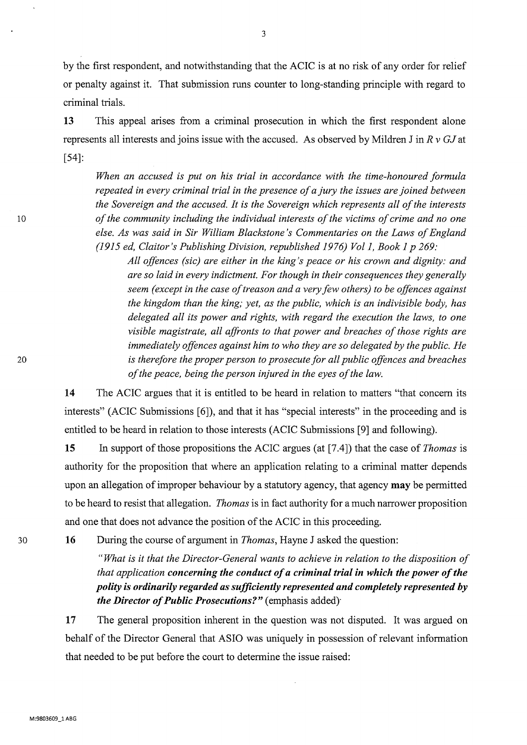by the first respondent, and notwithstanding that the ACIC is at no risk of any order for relief or penalty against it. That submission runs counter to long-standing principle with regard to criminal trials.

**13** This appeal arises from a criminal prosecution in which the first respondent alone represents all interests and joins issue with the accused. As observed by Mildren J in *R v GJ* at [54]:

> *When an accused is put on his trial in accordance with the time-honoured formula repeated in every criminal trial in the presence of a jury the issues are joined between the Sovereign and the accused. It is the Sovereign which represents all of the interests of the community including the individual interests of the victims of crime and no one else. As was said in Sir William Blackstone's Commentaries on the Laws of England (1915 ed, Claitor's Publishing Division, republished 1976) Vol 1, Book 1 p 269:*
>
> > *All offences (sic) are either in the king's peace or his crown and dignity: and are so laid in every indictment. For though in their consequences they generally seem (except in the case of treason and a very few others) to be offences against the kingdom than the king; yet, as the public, which is an indivisible body, has delegated all its power and rights, with regard the execution the laws, to one visible magistrate, all affronts to that power and breaches of those rights are immediately offences against him to who they are so delegated by the public. He is therefore the proper person to prosecute for all public offences and breaches of the peace, being the person injured in the eyes of the law.*

**14** The ACIC argues that it is entitled to be heard in relation to matters "that concern its interests" (ACIC Submissions [6]), and that it has "special interests" in the proceeding and is entitled to be heard in relation to those interests (ACIC Submissions [9] and following).

**15** In support of those propositions the ACIC argues (at [7.4]) that the case of *Thomas* is authority for the proposition that where an application relating to a criminal matter depends upon an allegation of improper behaviour by a statutory agency, that agency **may** be permitted to be heard to resist that allegation. *Thomas* is in fact authority for a much narrower proposition and one that does not advance the position of the ACIC in this proceeding.

**16** During the course of argument in *Thomas*, Hayne J asked the question:

> *"What is it that the Director-General wants to achieve in relation to the disposition of that application* ***concerning the conduct of a criminal trial in which the power of the polity is ordinarily regarded as sufficiently represented and completely represented by the Director of Public Prosecutions?"*** (emphasis added)

**17** The general proposition inherent in the question was not disputed. It was argued on behalf of the Director General that ASIO was uniquely in possession of relevant information that needed to be put before the court to determine the issue raised: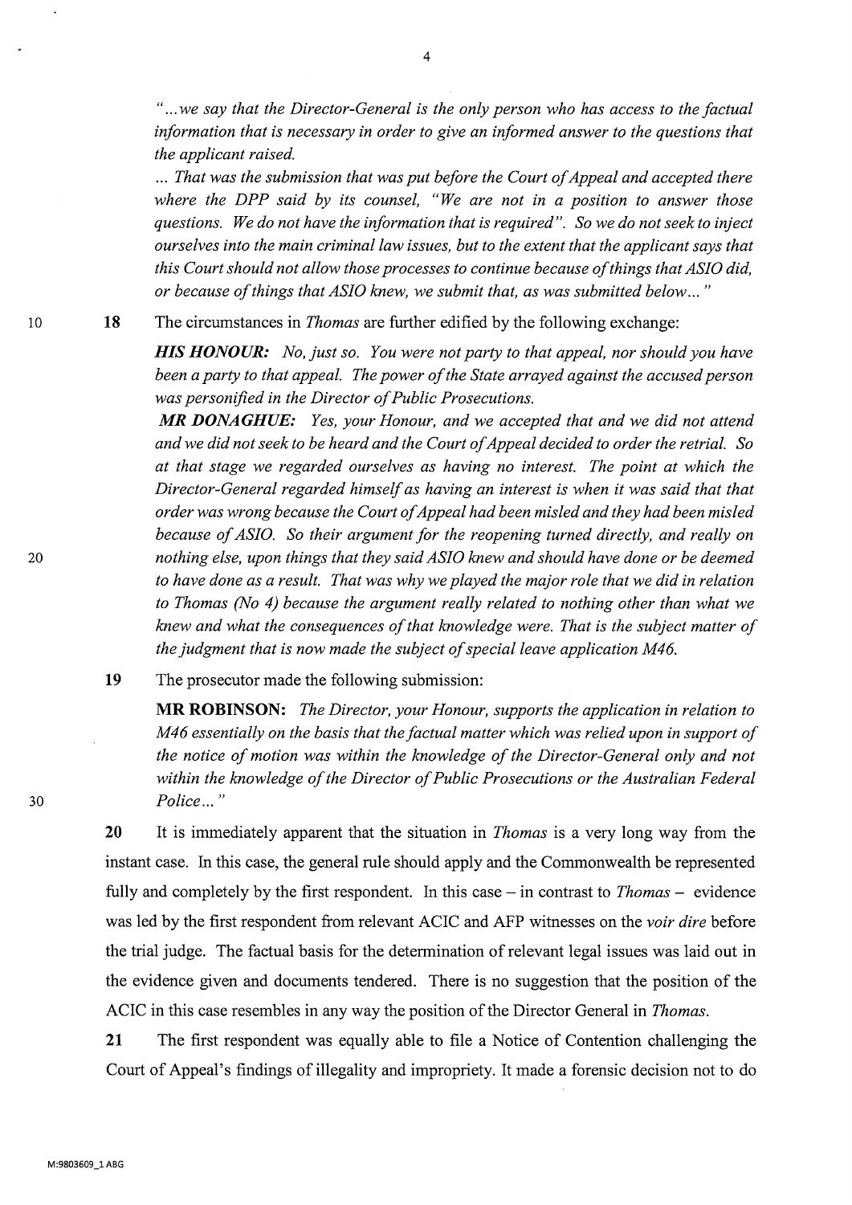*"...we say that the Director-General is the only person who has access to the factual information that is necessary in order to give an informed answer to the questions that the applicant raised.*

*... That was the submission that was put before the Court of Appeal and accepted there where the DPP said by its counsel, "We are not in a position to answer those questions. We do not have the information that is required". So we do not seek to inject ourselves into the main criminal law issues, but to the extent that the applicant says that this Court should not allow those processes to continue because of things that ASIO did, or because of things that ASIO knew, we submit that, as was submitted below..."*

**18** The circumstances in *Thomas* are further edified by the following exchange:

> ***HIS HONOUR:*** *No, just so. You were not party to that appeal, nor should you have been a party to that appeal. The power of the State arrayed against the accused person was personified in the Director of Public Prosecutions.*
>
> ***MR DONAGHUE:*** *Yes, your Honour, and we accepted that and we did not attend and we did not seek to be heard and the Court of Appeal decided to order the retrial. So at that stage we regarded ourselves as having no interest. The point at which the Director-General regarded himself as having an interest is when it was said that that order was wrong because the Court of Appeal had been misled and they had been misled because of ASIO. So their argument for the reopening turned directly, and really on nothing else, upon things that they said ASIO knew and should have done or be deemed to have done as a result. That was why we played the major role that we did in relation to Thomas (No 4) because the argument really related to nothing other than what we knew and what the consequences of that knowledge were. That is the subject matter of the judgment that is now made the subject of special leave application M46.*

**19** The prosecutor made the following submission:

> **MR ROBINSON:** *The Director, your Honour, supports the application in relation to M46 essentially on the basis that the factual matter which was relied upon in support of the notice of motion was within the knowledge of the Director-General only and not within the knowledge of the Director of Public Prosecutions or the Australian Federal Police..."*

**20** It is immediately apparent that the situation in *Thomas* is a very long way from the instant case. In this case, the general rule should apply and the Commonwealth be represented fully and completely by the first respondent. In this case – in contrast to *Thomas* – evidence was led by the first respondent from relevant ACIC and AFP witnesses on the *voir dire* before the trial judge. The factual basis for the determination of relevant legal issues was laid out in the evidence given and documents tendered. There is no suggestion that the position of the ACIC in this case resembles in any way the position of the Director General in *Thomas*.

**21** The first respondent was equally able to file a Notice of Contention challenging the Court of Appeal's findings of illegality and impropriety. It made a forensic decision not to do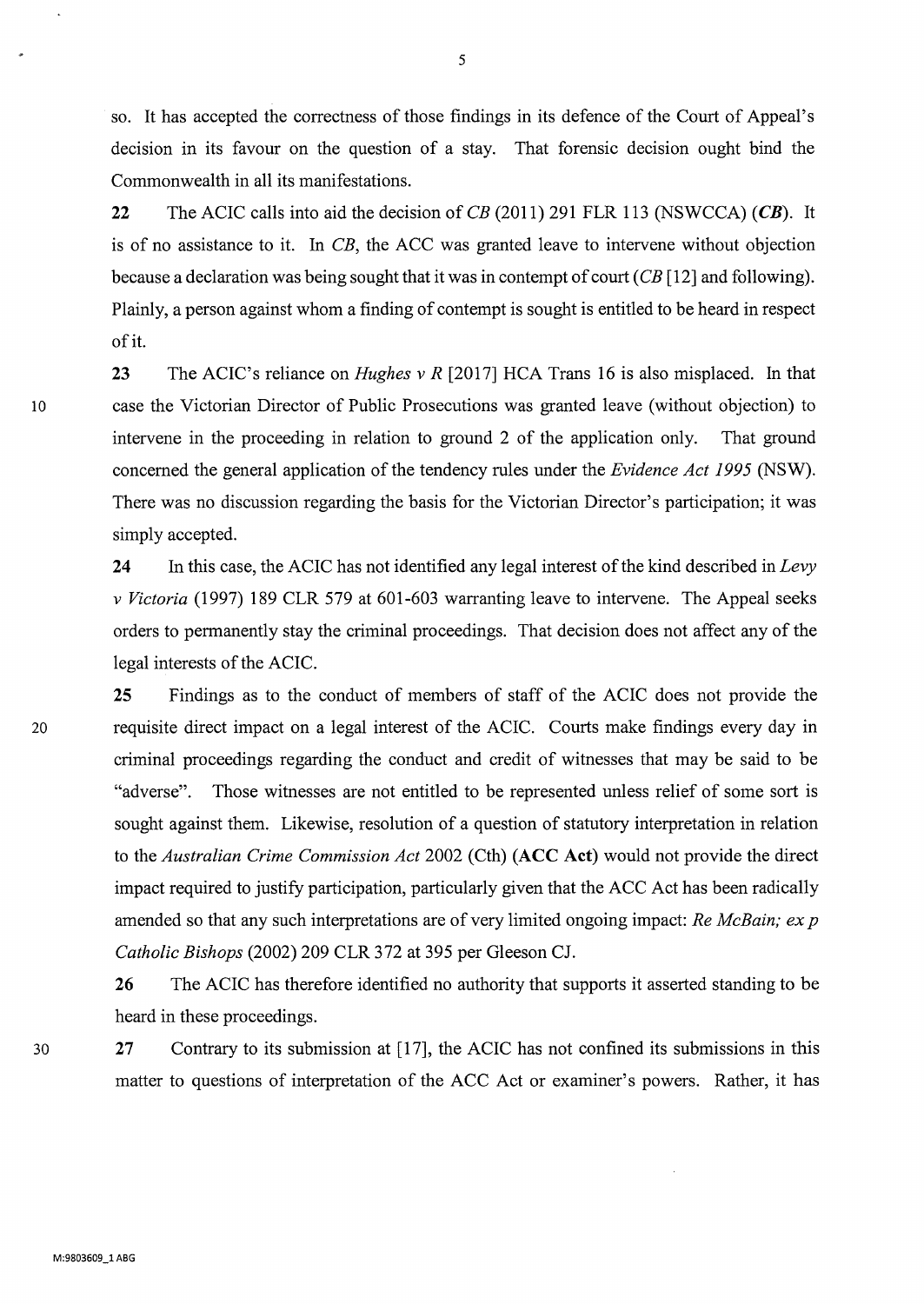so. It has accepted the correctness of those findings in its defence of the Court of Appeal's decision in its favour on the question of a stay. That forensic decision ought bind the Commonwealth in all its manifestations.

**22** The ACIC calls into aid the decision of *CB* (2011) 291 FLR 113 (NSWCCA) (***CB***). It is of no assistance to it. In *CB*, the ACC was granted leave to intervene without objection because a declaration was being sought that it was in contempt of court (*CB* [12] and following). Plainly, a person against whom a finding of contempt is sought is entitled to be heard in respect of it.

**23** The ACIC's reliance on *Hughes v R* [2017] HCA Trans 16 is also misplaced. In that case the Victorian Director of Public Prosecutions was granted leave (without objection) to intervene in the proceeding in relation to ground 2 of the application only. That ground concerned the general application of the tendency rules under the *Evidence Act 1995* (NSW). There was no discussion regarding the basis for the Victorian Director's participation; it was simply accepted.

**24** In this case, the ACIC has not identified any legal interest of the kind described in *Levy v Victoria* (1997) 189 CLR 579 at 601-603 warranting leave to intervene. The Appeal seeks orders to permanently stay the criminal proceedings. That decision does not affect any of the legal interests of the ACIC.

**25** Findings as to the conduct of members of staff of the ACIC does not provide the requisite direct impact on a legal interest of the ACIC. Courts make findings every day in criminal proceedings regarding the conduct and credit of witnesses that may be said to be "adverse". Those witnesses are not entitled to be represented unless relief of some sort is sought against them. Likewise, resolution of a question of statutory interpretation in relation to the *Australian Crime Commission Act* 2002 (Cth) (**ACC Act**) would not provide the direct impact required to justify participation, particularly given that the ACC Act has been radically amended so that any such interpretations are of very limited ongoing impact: *Re McBain; ex p Catholic Bishops* (2002) 209 CLR 372 at 395 per Gleeson CJ.

**26** The ACIC has therefore identified no authority that supports it asserted standing to be heard in these proceedings.

**27** Contrary to its submission at [17], the ACIC has not confined its submissions in this matter to questions of interpretation of the ACC Act or examiner's powers. Rather, it has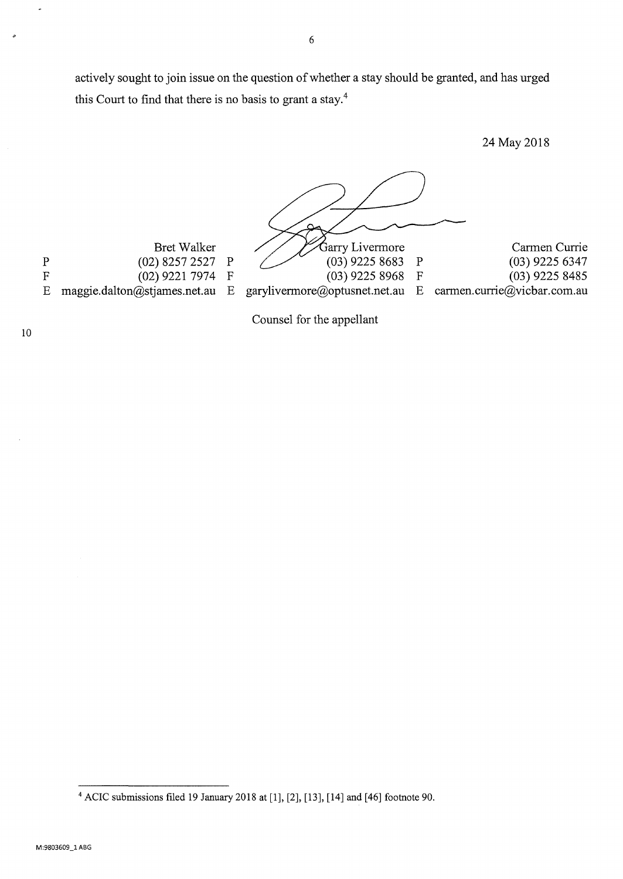actively sought to join issue on the question of whether a stay should be granted, and has urged this Court to find that there is no basis to grant a stay.[4]

24 May 2018

| | | |
|---|---|---|
| Bret Walker | Garry Livermore | Carmen Currie |
| P (02) 8257 2527 | P (03) 9225 8683 | P (03) 9225 6347 |
| F (02) 9221 7974 | F (03) 9225 8968 | F (03) 9225 8485 |
| E maggie.dalton@stjames.net.au | E garylivermore@optusnet.net.au | E carmen.currie@vicbar.com.au |

Counsel for the appellant

---

[4] ACIC submissions filed 19 January 2018 at [1], [2], [13], [14] and [46] footnote 90.

M:9803609_1 ABG